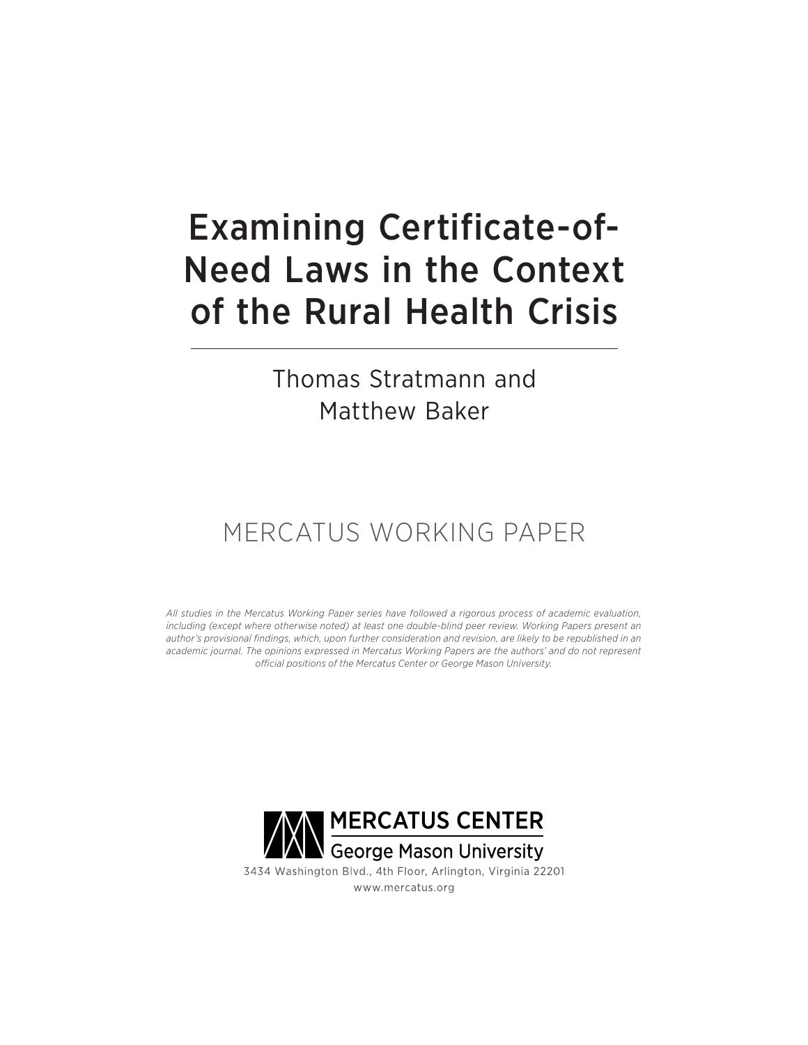# Examining Certificate-of-Need Laws in the Context of the Rural Health Crisis

Thomas Stratmann and Matthew Baker

MERCATUS WORKING PAPER

*All studies in the Mercatus Working Paper series have followed a rigorous process of academic evaluation, including (except where otherwise noted) at least one double-blind peer review. Working Papers present an author's provisional findings, which, upon further consideration and revision, are likely to be republished in an academic journal. The opinions expressed in Mercatus Working Papers are the authors' and do not represent official positions of the Mercatus Center or George Mason University.*

MERCATUS CENTER
George Mason University
3434 Washington Blvd., 4th Floor, Arlington, Virginia 22201
www.mercatus.org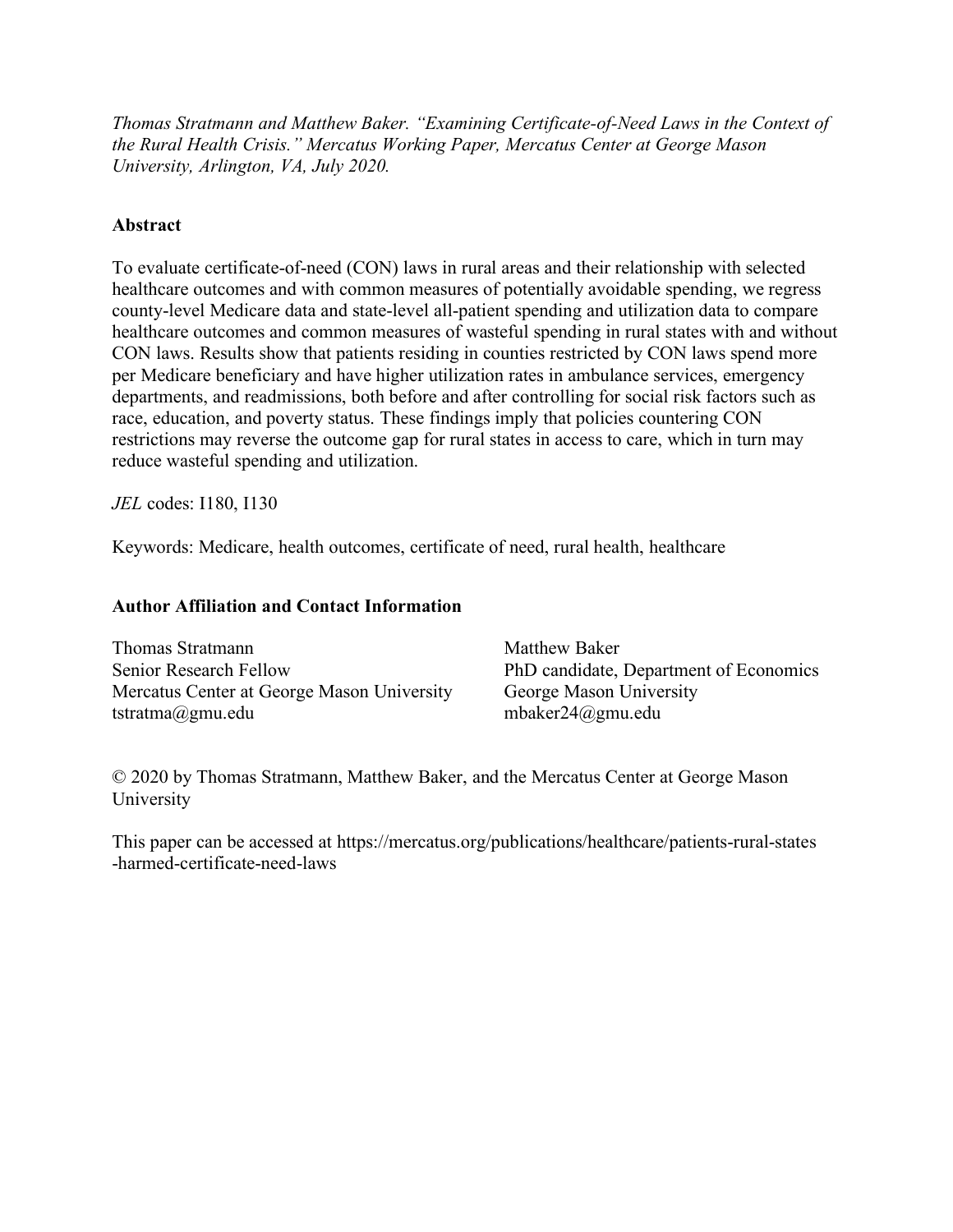*Thomas Stratmann and Matthew Baker. "Examining Certificate-of-Need Laws in the Context of the Rural Health Crisis." Mercatus Working Paper, Mercatus Center at George Mason University, Arlington, VA, July 2020.*

**Abstract**

To evaluate certificate-of-need (CON) laws in rural areas and their relationship with selected healthcare outcomes and with common measures of potentially avoidable spending, we regress county-level Medicare data and state-level all-patient spending and utilization data to compare healthcare outcomes and common measures of wasteful spending in rural states with and without CON laws. Results show that patients residing in counties restricted by CON laws spend more per Medicare beneficiary and have higher utilization rates in ambulance services, emergency departments, and readmissions, both before and after controlling for social risk factors such as race, education, and poverty status. These findings imply that policies countering CON restrictions may reverse the outcome gap for rural states in access to care, which in turn may reduce wasteful spending and utilization.

*JEL* codes: I180, I130

Keywords: Medicare, health outcomes, certificate of need, rural health, healthcare

**Author Affiliation and Contact Information**

Thomas Stratmann
Senior Research Fellow
Mercatus Center at George Mason University
tstratma@gmu.edu

Matthew Baker
PhD candidate, Department of Economics
George Mason University
mbaker24@gmu.edu

© 2020 by Thomas Stratmann, Matthew Baker, and the Mercatus Center at George Mason University

This paper can be accessed at https://mercatus.org/publications/healthcare/patients-rural-states-harmed-certificate-need-laws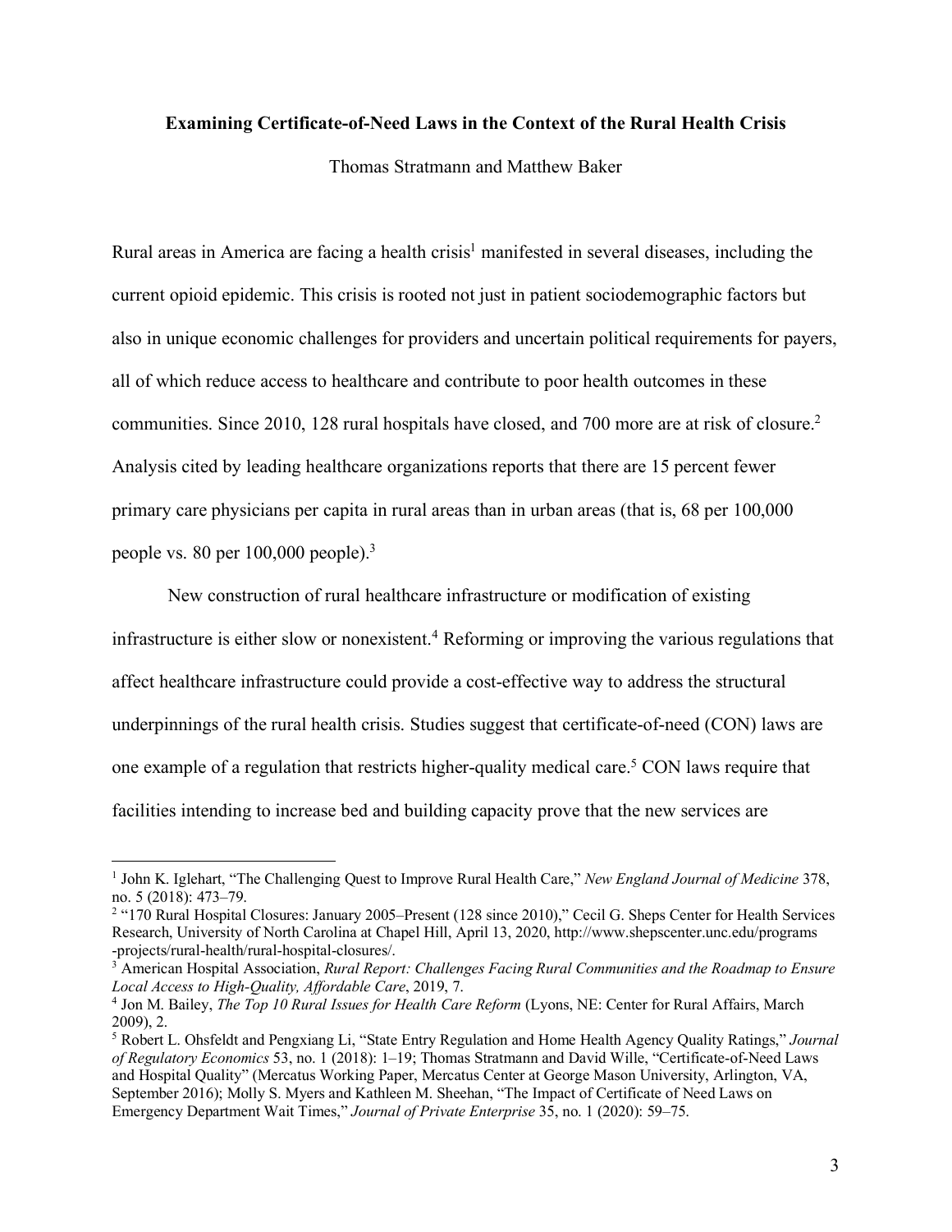**Examining Certificate-of-Need Laws in the Context of the Rural Health Crisis**

Thomas Stratmann and Matthew Baker

Rural areas in America are facing a health crisis[1] manifested in several diseases, including the current opioid epidemic. This crisis is rooted not just in patient sociodemographic factors but also in unique economic challenges for providers and uncertain political requirements for payers, all of which reduce access to healthcare and contribute to poor health outcomes in these communities. Since 2010, 128 rural hospitals have closed, and 700 more are at risk of closure.[2] Analysis cited by leading healthcare organizations reports that there are 15 percent fewer primary care physicians per capita in rural areas than in urban areas (that is, 68 per 100,000 people vs. 80 per 100,000 people).[3]

New construction of rural healthcare infrastructure or modification of existing infrastructure is either slow or nonexistent.[4] Reforming or improving the various regulations that affect healthcare infrastructure could provide a cost-effective way to address the structural underpinnings of the rural health crisis. Studies suggest that certificate-of-need (CON) laws are one example of a regulation that restricts higher-quality medical care.[5] CON laws require that facilities intending to increase bed and building capacity prove that the new services are

---

[1] John K. Iglehart, "The Challenging Quest to Improve Rural Health Care," *New England Journal of Medicine* 378, no. 5 (2018): 473–79.

[2] "170 Rural Hospital Closures: January 2005–Present (128 since 2010)," Cecil G. Sheps Center for Health Services Research, University of North Carolina at Chapel Hill, April 13, 2020, http://www.shepscenter.unc.edu/programs-projects/rural-health/rural-hospital-closures/.

[3] American Hospital Association, *Rural Report: Challenges Facing Rural Communities and the Roadmap to Ensure Local Access to High-Quality, Affordable Care*, 2019, 7.

[4] Jon M. Bailey, *The Top 10 Rural Issues for Health Care Reform* (Lyons, NE: Center for Rural Affairs, March 2009), 2.

[5] Robert L. Ohsfeldt and Pengxiang Li, "State Entry Regulation and Home Health Agency Quality Ratings," *Journal of Regulatory Economics* 53, no. 1 (2018): 1–19; Thomas Stratmann and David Wille, "Certificate-of-Need Laws and Hospital Quality" (Mercatus Working Paper, Mercatus Center at George Mason University, Arlington, VA, September 2016); Molly S. Myers and Kathleen M. Sheehan, "The Impact of Certificate of Need Laws on Emergency Department Wait Times," *Journal of Private Enterprise* 35, no. 1 (2020): 59–75.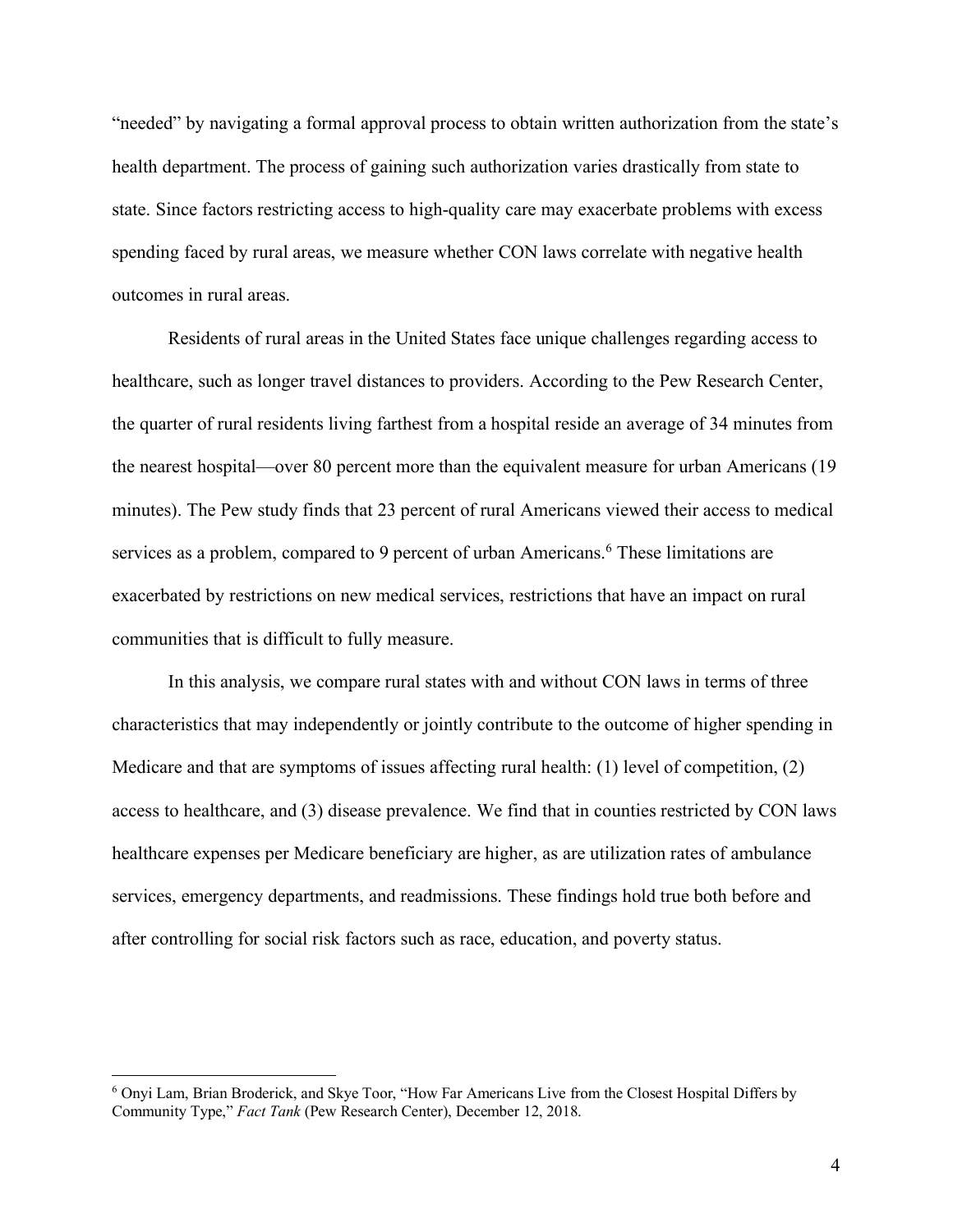"needed" by navigating a formal approval process to obtain written authorization from the state's health department. The process of gaining such authorization varies drastically from state to state. Since factors restricting access to high-quality care may exacerbate problems with excess spending faced by rural areas, we measure whether CON laws correlate with negative health outcomes in rural areas.

Residents of rural areas in the United States face unique challenges regarding access to healthcare, such as longer travel distances to providers. According to the Pew Research Center, the quarter of rural residents living farthest from a hospital reside an average of 34 minutes from the nearest hospital—over 80 percent more than the equivalent measure for urban Americans (19 minutes). The Pew study finds that 23 percent of rural Americans viewed their access to medical services as a problem, compared to 9 percent of urban Americans.[6] These limitations are exacerbated by restrictions on new medical services, restrictions that have an impact on rural communities that is difficult to fully measure.

In this analysis, we compare rural states with and without CON laws in terms of three characteristics that may independently or jointly contribute to the outcome of higher spending in Medicare and that are symptoms of issues affecting rural health: (1) level of competition, (2) access to healthcare, and (3) disease prevalence. We find that in counties restricted by CON laws healthcare expenses per Medicare beneficiary are higher, as are utilization rates of ambulance services, emergency departments, and readmissions. These findings hold true both before and after controlling for social risk factors such as race, education, and poverty status.

[6] Onyi Lam, Brian Broderick, and Skye Toor, "How Far Americans Live from the Closest Hospital Differs by Community Type," *Fact Tank* (Pew Research Center), December 12, 2018.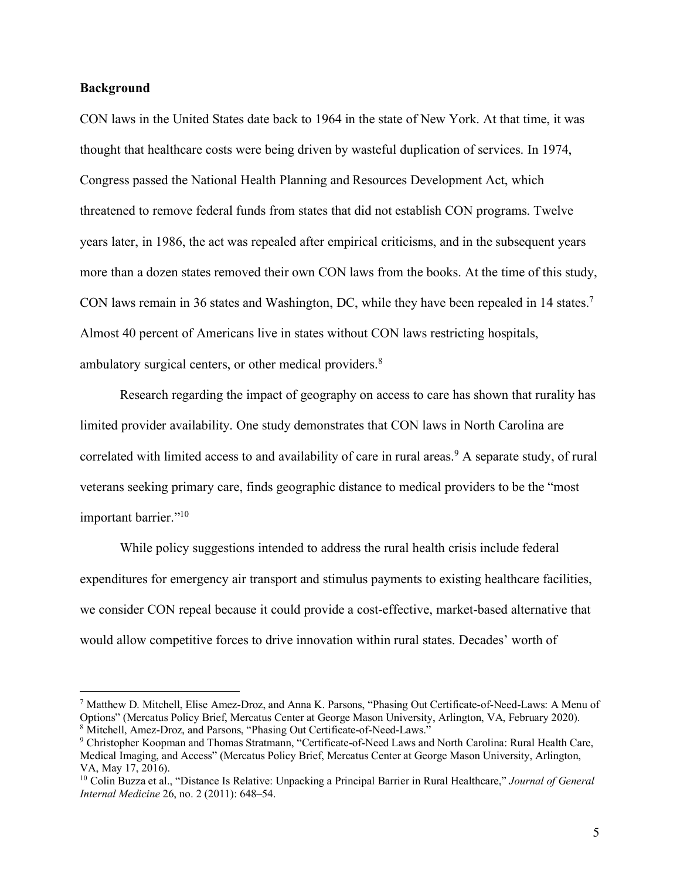**Background**

CON laws in the United States date back to 1964 in the state of New York. At that time, it was thought that healthcare costs were being driven by wasteful duplication of services. In 1974, Congress passed the National Health Planning and Resources Development Act, which threatened to remove federal funds from states that did not establish CON programs. Twelve years later, in 1986, the act was repealed after empirical criticisms, and in the subsequent years more than a dozen states removed their own CON laws from the books. At the time of this study, CON laws remain in 36 states and Washington, DC, while they have been repealed in 14 states.[7] Almost 40 percent of Americans live in states without CON laws restricting hospitals, ambulatory surgical centers, or other medical providers.[8]

Research regarding the impact of geography on access to care has shown that rurality has limited provider availability. One study demonstrates that CON laws in North Carolina are correlated with limited access to and availability of care in rural areas.[9] A separate study, of rural veterans seeking primary care, finds geographic distance to medical providers to be the "most important barrier."[10]

While policy suggestions intended to address the rural health crisis include federal expenditures for emergency air transport and stimulus payments to existing healthcare facilities, we consider CON repeal because it could provide a cost-effective, market-based alternative that would allow competitive forces to drive innovation within rural states. Decades' worth of

---

[7] Matthew D. Mitchell, Elise Amez-Droz, and Anna K. Parsons, "Phasing Out Certificate-of-Need-Laws: A Menu of Options" (Mercatus Policy Brief, Mercatus Center at George Mason University, Arlington, VA, February 2020).

[8] Mitchell, Amez-Droz, and Parsons, "Phasing Out Certificate-of-Need-Laws."

[9] Christopher Koopman and Thomas Stratmann, "Certificate-of-Need Laws and North Carolina: Rural Health Care, Medical Imaging, and Access" (Mercatus Policy Brief, Mercatus Center at George Mason University, Arlington, VA, May 17, 2016).

[10] Colin Buzza et al., "Distance Is Relative: Unpacking a Principal Barrier in Rural Healthcare," *Journal of General Internal Medicine* 26, no. 2 (2011): 648–54.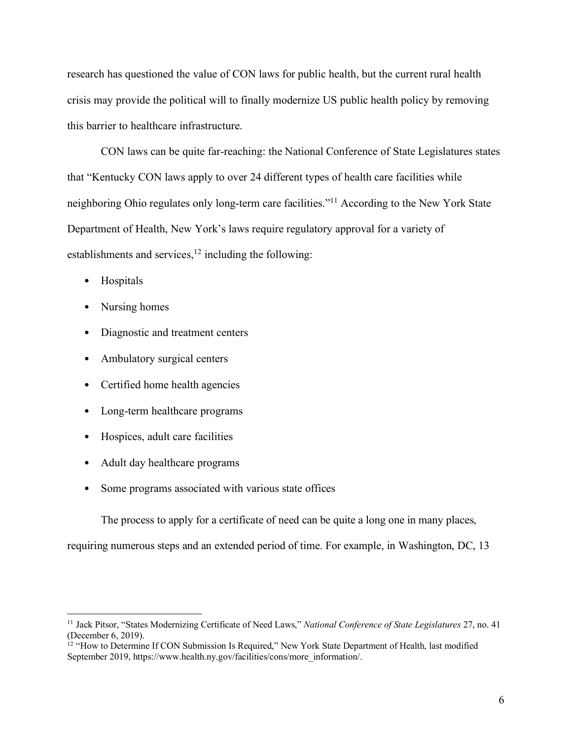research has questioned the value of CON laws for public health, but the current rural health crisis may provide the political will to finally modernize US public health policy by removing this barrier to healthcare infrastructure.

CON laws can be quite far-reaching: the National Conference of State Legislatures states that "Kentucky CON laws apply to over 24 different types of health care facilities while neighboring Ohio regulates only long-term care facilities."[11] According to the New York State Department of Health, New York's laws require regulatory approval for a variety of establishments and services,[12] including the following:

- Hospitals
- Nursing homes
- Diagnostic and treatment centers
- Ambulatory surgical centers
- Certified home health agencies
- Long-term healthcare programs
- Hospices, adult care facilities
- Adult day healthcare programs
- Some programs associated with various state offices

The process to apply for a certificate of need can be quite a long one in many places, requiring numerous steps and an extended period of time. For example, in Washington, DC, 13

---

[11] Jack Pitsor, "States Modernizing Certificate of Need Laws," *National Conference of State Legislatures* 27, no. 41 (December 6, 2019).

[12] "How to Determine If CON Submission Is Required," New York State Department of Health, last modified September 2019, https://www.health.ny.gov/facilities/cons/more_information/.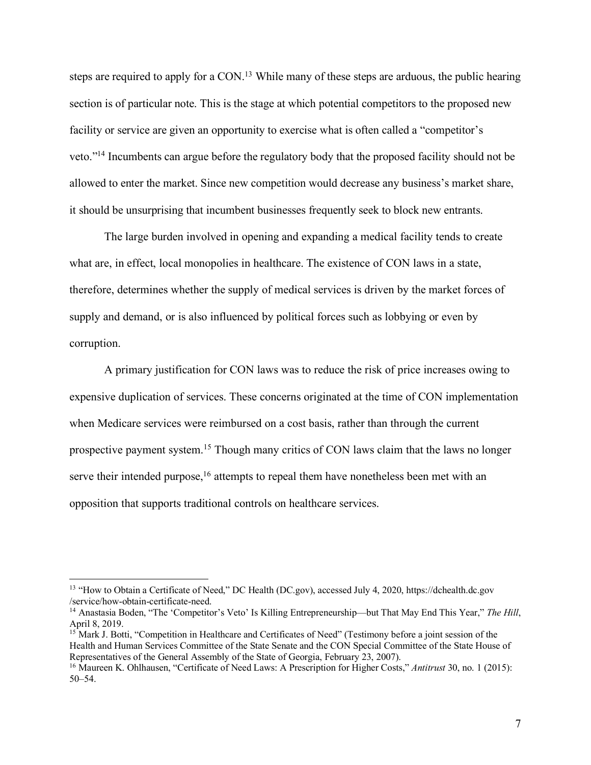steps are required to apply for a CON.[13] While many of these steps are arduous, the public hearing section is of particular note. This is the stage at which potential competitors to the proposed new facility or service are given an opportunity to exercise what is often called a "competitor's veto."[14] Incumbents can argue before the regulatory body that the proposed facility should not be allowed to enter the market. Since new competition would decrease any business's market share, it should be unsurprising that incumbent businesses frequently seek to block new entrants.

The large burden involved in opening and expanding a medical facility tends to create what are, in effect, local monopolies in healthcare. The existence of CON laws in a state, therefore, determines whether the supply of medical services is driven by the market forces of supply and demand, or is also influenced by political forces such as lobbying or even by corruption.

A primary justification for CON laws was to reduce the risk of price increases owing to expensive duplication of services. These concerns originated at the time of CON implementation when Medicare services were reimbursed on a cost basis, rather than through the current prospective payment system.[15] Though many critics of CON laws claim that the laws no longer serve their intended purpose,[16] attempts to repeal them have nonetheless been met with an opposition that supports traditional controls on healthcare services.

---

[13] "How to Obtain a Certificate of Need," DC Health (DC.gov), accessed July 4, 2020, https://dchealth.dc.gov/service/how-obtain-certificate-need.

[14] Anastasia Boden, "The 'Competitor's Veto' Is Killing Entrepreneurship—but That May End This Year," *The Hill*, April 8, 2019.

[15] Mark J. Botti, "Competition in Healthcare and Certificates of Need" (Testimony before a joint session of the Health and Human Services Committee of the State Senate and the CON Special Committee of the State House of Representatives of the General Assembly of the State of Georgia, February 23, 2007).

[16] Maureen K. Ohlhausen, "Certificate of Need Laws: A Prescription for Higher Costs," *Antitrust* 30, no. 1 (2015): 50–54.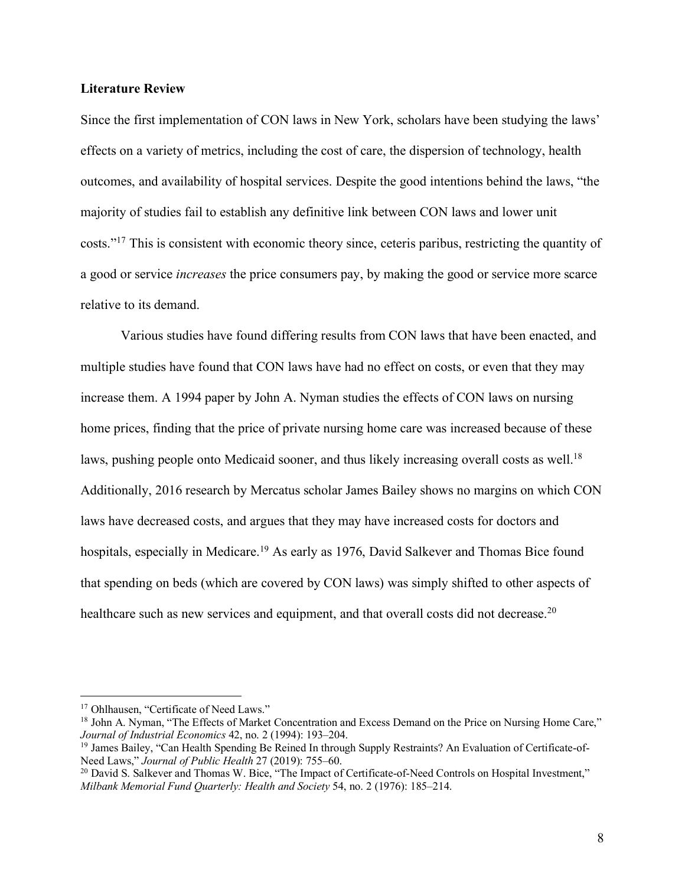**Literature Review**

Since the first implementation of CON laws in New York, scholars have been studying the laws' effects on a variety of metrics, including the cost of care, the dispersion of technology, health outcomes, and availability of hospital services. Despite the good intentions behind the laws, "the majority of studies fail to establish any definitive link between CON laws and lower unit costs."[17] This is consistent with economic theory since, ceteris paribus, restricting the quantity of a good or service *increases* the price consumers pay, by making the good or service more scarce relative to its demand.

Various studies have found differing results from CON laws that have been enacted, and multiple studies have found that CON laws have had no effect on costs, or even that they may increase them. A 1994 paper by John A. Nyman studies the effects of CON laws on nursing home prices, finding that the price of private nursing home care was increased because of these laws, pushing people onto Medicaid sooner, and thus likely increasing overall costs as well.[18] Additionally, 2016 research by Mercatus scholar James Bailey shows no margins on which CON laws have decreased costs, and argues that they may have increased costs for doctors and hospitals, especially in Medicare.[19] As early as 1976, David Salkever and Thomas Bice found that spending on beds (which are covered by CON laws) was simply shifted to other aspects of healthcare such as new services and equipment, and that overall costs did not decrease.[20]

---

[17] Ohlhausen, "Certificate of Need Laws."

[18] John A. Nyman, "The Effects of Market Concentration and Excess Demand on the Price on Nursing Home Care," *Journal of Industrial Economics* 42, no. 2 (1994): 193–204.

[19] James Bailey, "Can Health Spending Be Reined In through Supply Restraints? An Evaluation of Certificate-of-Need Laws," *Journal of Public Health* 27 (2019): 755–60.

[20] David S. Salkever and Thomas W. Bice, "The Impact of Certificate-of-Need Controls on Hospital Investment," *Milbank Memorial Fund Quarterly: Health and Society* 54, no. 2 (1976): 185–214.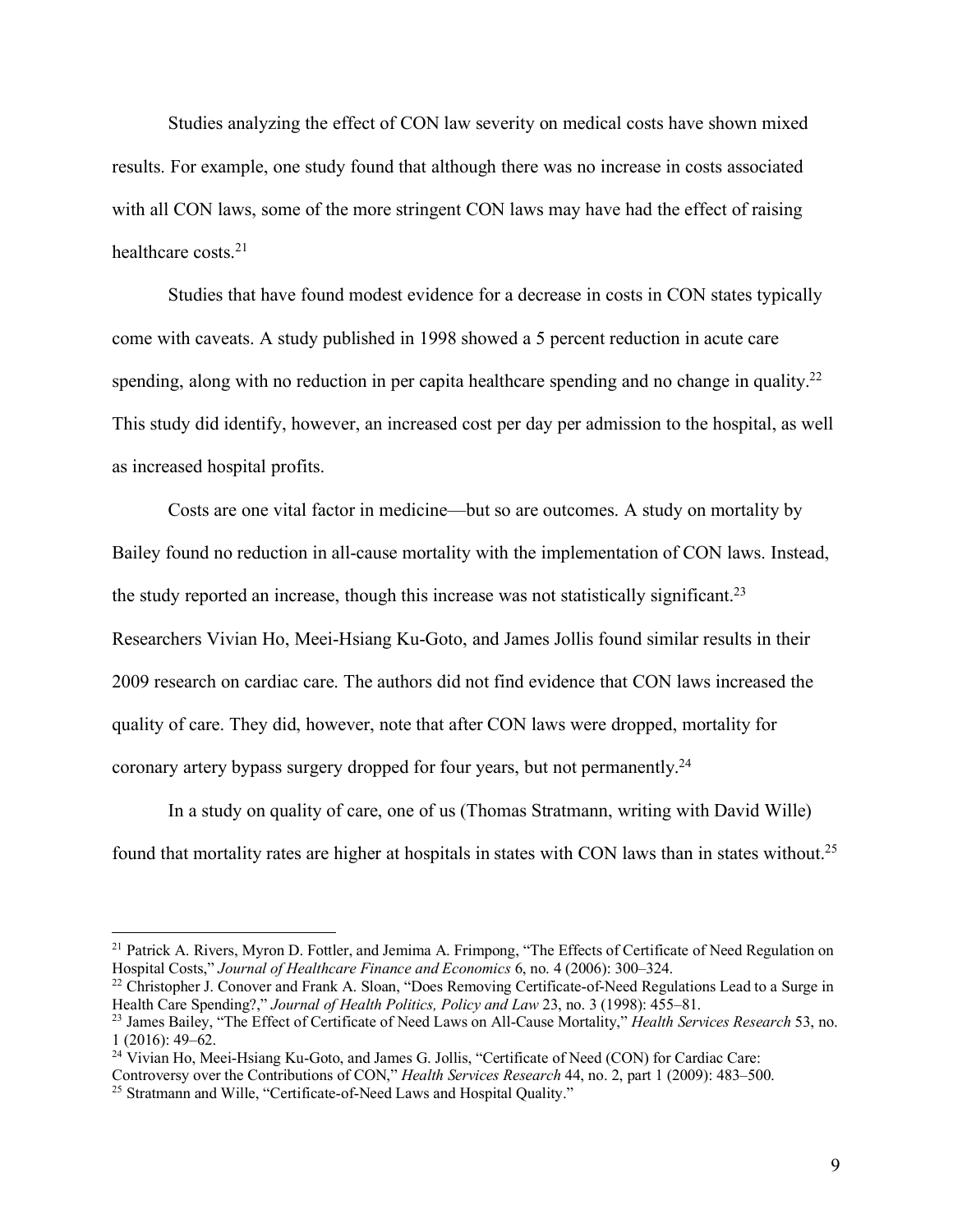Studies analyzing the effect of CON law severity on medical costs have shown mixed results. For example, one study found that although there was no increase in costs associated with all CON laws, some of the more stringent CON laws may have had the effect of raising healthcare costs.[21]

Studies that have found modest evidence for a decrease in costs in CON states typically come with caveats. A study published in 1998 showed a 5 percent reduction in acute care spending, along with no reduction in per capita healthcare spending and no change in quality.[22] This study did identify, however, an increased cost per day per admission to the hospital, as well as increased hospital profits.

Costs are one vital factor in medicine—but so are outcomes. A study on mortality by Bailey found no reduction in all-cause mortality with the implementation of CON laws. Instead, the study reported an increase, though this increase was not statistically significant.[23] Researchers Vivian Ho, Meei-Hsiang Ku-Goto, and James Jollis found similar results in their 2009 research on cardiac care. The authors did not find evidence that CON laws increased the quality of care. They did, however, note that after CON laws were dropped, mortality for coronary artery bypass surgery dropped for four years, but not permanently.[24]

In a study on quality of care, one of us (Thomas Stratmann, writing with David Wille) found that mortality rates are higher at hospitals in states with CON laws than in states without.[25]

---

[21] Patrick A. Rivers, Myron D. Fottler, and Jemima A. Frimpong, "The Effects of Certificate of Need Regulation on Hospital Costs," *Journal of Healthcare Finance and Economics* 6, no. 4 (2006): 300–324.

[22] Christopher J. Conover and Frank A. Sloan, "Does Removing Certificate-of-Need Regulations Lead to a Surge in Health Care Spending?," *Journal of Health Politics, Policy and Law* 23, no. 3 (1998): 455–81.

[23] James Bailey, "The Effect of Certificate of Need Laws on All-Cause Mortality," *Health Services Research* 53, no. 1 (2016): 49–62.

[24] Vivian Ho, Meei-Hsiang Ku-Goto, and James G. Jollis, "Certificate of Need (CON) for Cardiac Care: Controversy over the Contributions of CON," *Health Services Research* 44, no. 2, part 1 (2009): 483–500.

[25] Stratmann and Wille, "Certificate-of-Need Laws and Hospital Quality."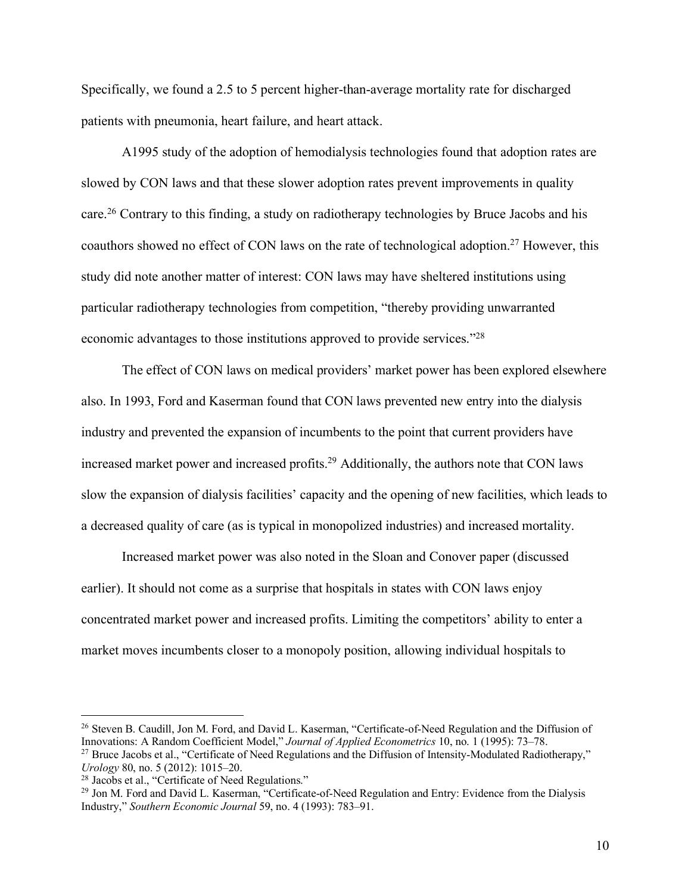Specifically, we found a 2.5 to 5 percent higher-than-average mortality rate for discharged patients with pneumonia, heart failure, and heart attack.

A1995 study of the adoption of hemodialysis technologies found that adoption rates are slowed by CON laws and that these slower adoption rates prevent improvements in quality care.[26] Contrary to this finding, a study on radiotherapy technologies by Bruce Jacobs and his coauthors showed no effect of CON laws on the rate of technological adoption.[27] However, this study did note another matter of interest: CON laws may have sheltered institutions using particular radiotherapy technologies from competition, "thereby providing unwarranted economic advantages to those institutions approved to provide services."[28]

The effect of CON laws on medical providers' market power has been explored elsewhere also. In 1993, Ford and Kaserman found that CON laws prevented new entry into the dialysis industry and prevented the expansion of incumbents to the point that current providers have increased market power and increased profits.[29] Additionally, the authors note that CON laws slow the expansion of dialysis facilities' capacity and the opening of new facilities, which leads to a decreased quality of care (as is typical in monopolized industries) and increased mortality.

Increased market power was also noted in the Sloan and Conover paper (discussed earlier). It should not come as a surprise that hospitals in states with CON laws enjoy concentrated market power and increased profits. Limiting the competitors' ability to enter a market moves incumbents closer to a monopoly position, allowing individual hospitals to

---

[26] Steven B. Caudill, Jon M. Ford, and David L. Kaserman, "Certificate-of-Need Regulation and the Diffusion of Innovations: A Random Coefficient Model," *Journal of Applied Econometrics* 10, no. 1 (1995): 73–78.

[27] Bruce Jacobs et al., "Certificate of Need Regulations and the Diffusion of Intensity-Modulated Radiotherapy," *Urology* 80, no. 5 (2012): 1015–20.

[28] Jacobs et al., "Certificate of Need Regulations."

[29] Jon M. Ford and David L. Kaserman, "Certificate-of-Need Regulation and Entry: Evidence from the Dialysis Industry," *Southern Economic Journal* 59, no. 4 (1993): 783–91.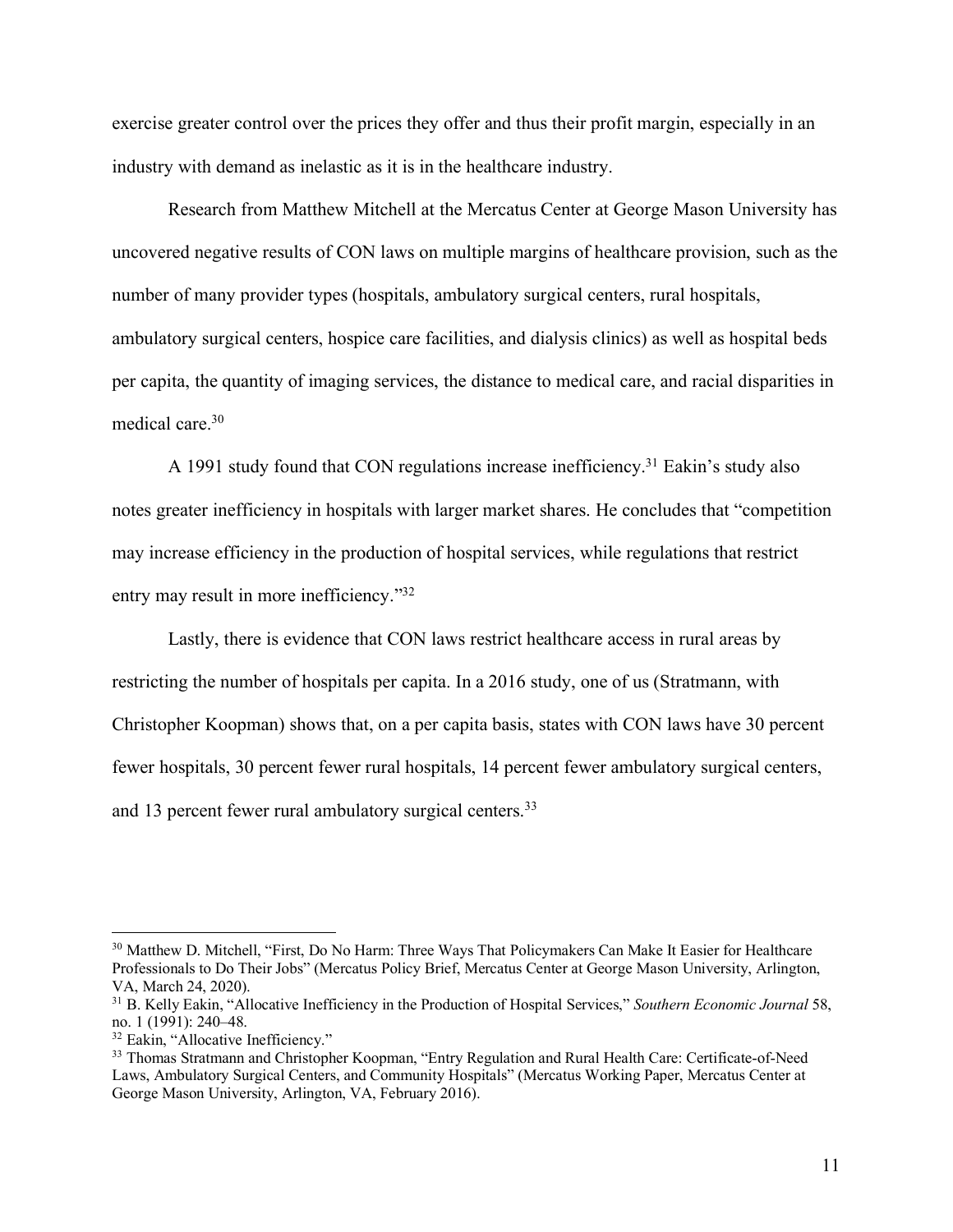exercise greater control over the prices they offer and thus their profit margin, especially in an industry with demand as inelastic as it is in the healthcare industry.

Research from Matthew Mitchell at the Mercatus Center at George Mason University has uncovered negative results of CON laws on multiple margins of healthcare provision, such as the number of many provider types (hospitals, ambulatory surgical centers, rural hospitals, ambulatory surgical centers, hospice care facilities, and dialysis clinics) as well as hospital beds per capita, the quantity of imaging services, the distance to medical care, and racial disparities in medical care.[30]

A 1991 study found that CON regulations increase inefficiency.[31] Eakin's study also notes greater inefficiency in hospitals with larger market shares. He concludes that "competition may increase efficiency in the production of hospital services, while regulations that restrict entry may result in more inefficiency."[32]

Lastly, there is evidence that CON laws restrict healthcare access in rural areas by restricting the number of hospitals per capita. In a 2016 study, one of us (Stratmann, with Christopher Koopman) shows that, on a per capita basis, states with CON laws have 30 percent fewer hospitals, 30 percent fewer rural hospitals, 14 percent fewer ambulatory surgical centers, and 13 percent fewer rural ambulatory surgical centers.[33]

---

[30] Matthew D. Mitchell, "First, Do No Harm: Three Ways That Policymakers Can Make It Easier for Healthcare Professionals to Do Their Jobs" (Mercatus Policy Brief, Mercatus Center at George Mason University, Arlington, VA, March 24, 2020).

[31] B. Kelly Eakin, "Allocative Inefficiency in the Production of Hospital Services," *Southern Economic Journal* 58, no. 1 (1991): 240–48.

[32] Eakin, "Allocative Inefficiency."

[33] Thomas Stratmann and Christopher Koopman, "Entry Regulation and Rural Health Care: Certificate-of-Need Laws, Ambulatory Surgical Centers, and Community Hospitals" (Mercatus Working Paper, Mercatus Center at George Mason University, Arlington, VA, February 2016).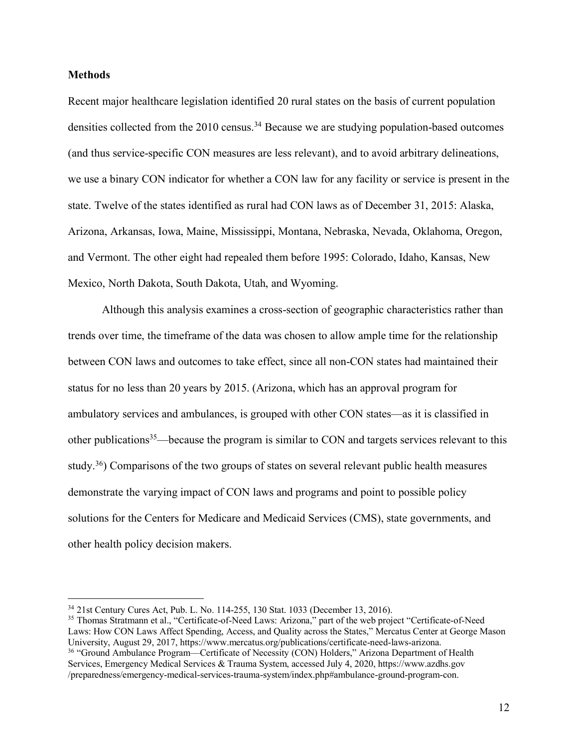**Methods**

Recent major healthcare legislation identified 20 rural states on the basis of current population densities collected from the 2010 census.[34] Because we are studying population-based outcomes (and thus service-specific CON measures are less relevant), and to avoid arbitrary delineations, we use a binary CON indicator for whether a CON law for any facility or service is present in the state. Twelve of the states identified as rural had CON laws as of December 31, 2015: Alaska, Arizona, Arkansas, Iowa, Maine, Mississippi, Montana, Nebraska, Nevada, Oklahoma, Oregon, and Vermont. The other eight had repealed them before 1995: Colorado, Idaho, Kansas, New Mexico, North Dakota, South Dakota, Utah, and Wyoming.

Although this analysis examines a cross-section of geographic characteristics rather than trends over time, the timeframe of the data was chosen to allow ample time for the relationship between CON laws and outcomes to take effect, since all non-CON states had maintained their status for no less than 20 years by 2015. (Arizona, which has an approval program for ambulatory services and ambulances, is grouped with other CON states—as it is classified in other publications[35]—because the program is similar to CON and targets services relevant to this study.[36]) Comparisons of the two groups of states on several relevant public health measures demonstrate the varying impact of CON laws and programs and point to possible policy solutions for the Centers for Medicare and Medicaid Services (CMS), state governments, and other health policy decision makers.

---

[34] 21st Century Cures Act, Pub. L. No. 114-255, 130 Stat. 1033 (December 13, 2016).

[35] Thomas Stratmann et al., "Certificate-of-Need Laws: Arizona," part of the web project "Certificate-of-Need Laws: How CON Laws Affect Spending, Access, and Quality across the States," Mercatus Center at George Mason University, August 29, 2017, https://www.mercatus.org/publications/certificate-need-laws-arizona.

[36] "Ground Ambulance Program—Certificate of Necessity (CON) Holders," Arizona Department of Health Services, Emergency Medical Services & Trauma System, accessed July 4, 2020, https://www.azdhs.gov/preparedness/emergency-medical-services-trauma-system/index.php#ambulance-ground-program-con.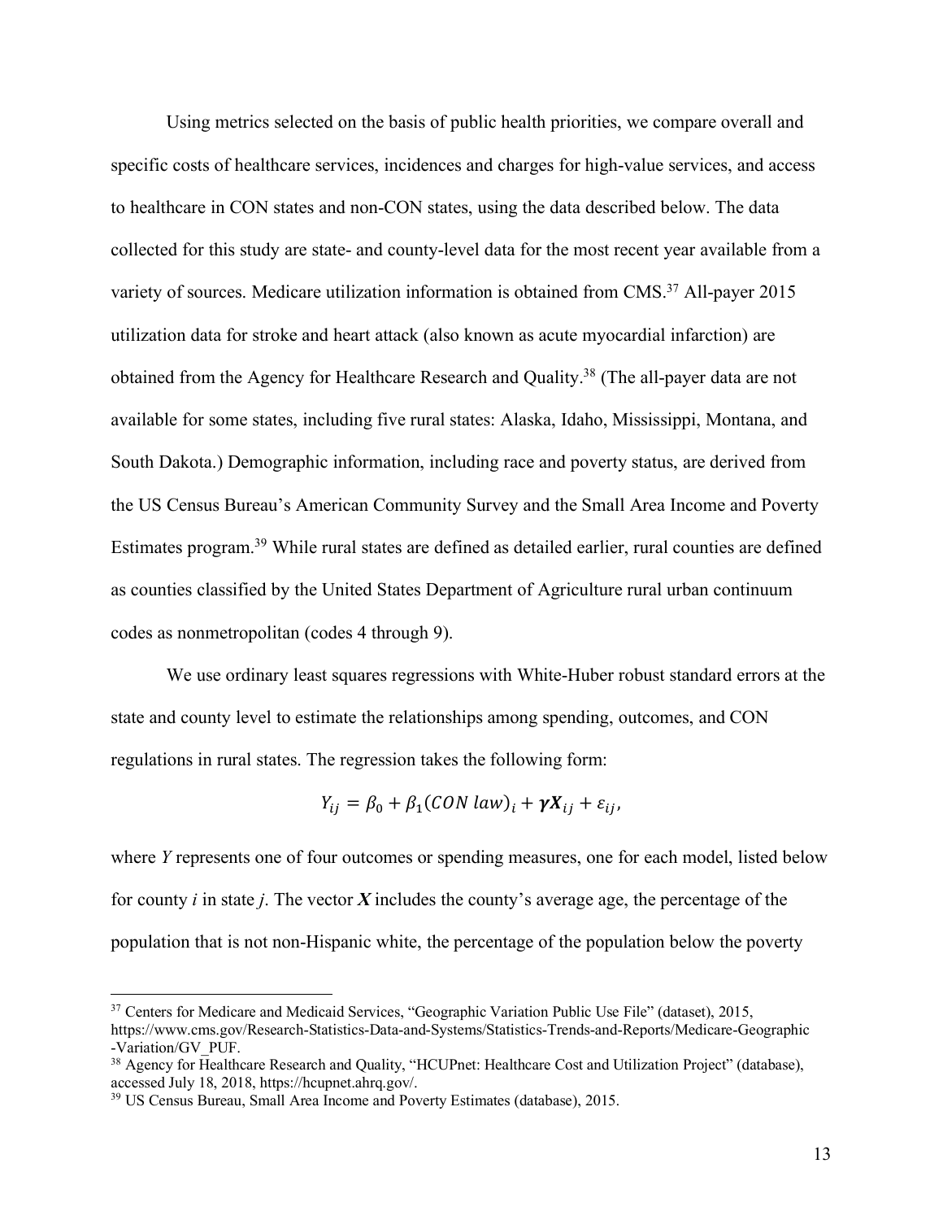Using metrics selected on the basis of public health priorities, we compare overall and specific costs of healthcare services, incidences and charges for high-value services, and access to healthcare in CON states and non-CON states, using the data described below. The data collected for this study are state- and county-level data for the most recent year available from a variety of sources. Medicare utilization information is obtained from CMS.[37] All-payer 2015 utilization data for stroke and heart attack (also known as acute myocardial infarction) are obtained from the Agency for Healthcare Research and Quality.[38] (The all-payer data are not available for some states, including five rural states: Alaska, Idaho, Mississippi, Montana, and South Dakota.) Demographic information, including race and poverty status, are derived from the US Census Bureau's American Community Survey and the Small Area Income and Poverty Estimates program.[39] While rural states are defined as detailed earlier, rural counties are defined as counties classified by the United States Department of Agriculture rural urban continuum codes as nonmetropolitan (codes 4 through 9).

We use ordinary least squares regressions with White-Huber robust standard errors at the state and county level to estimate the relationships among spending, outcomes, and CON regulations in rural states. The regression takes the following form:

$$Y_{ij} = \beta_0 + \beta_1(CON\ law)_i + \boldsymbol{\gamma X}_{ij} + \varepsilon_{ij},$$

where *Y* represents one of four outcomes or spending measures, one for each model, listed below for county *i* in state *j*. The vector ***X*** includes the county's average age, the percentage of the population that is not non-Hispanic white, the percentage of the population below the poverty

---

[37] Centers for Medicare and Medicaid Services, "Geographic Variation Public Use File" (dataset), 2015, https://www.cms.gov/Research-Statistics-Data-and-Systems/Statistics-Trends-and-Reports/Medicare-Geographic-Variation/GV_PUF.

[38] Agency for Healthcare Research and Quality, "HCUPnet: Healthcare Cost and Utilization Project" (database), accessed July 18, 2018, https://hcupnet.ahrq.gov/.

[39] US Census Bureau, Small Area Income and Poverty Estimates (database), 2015.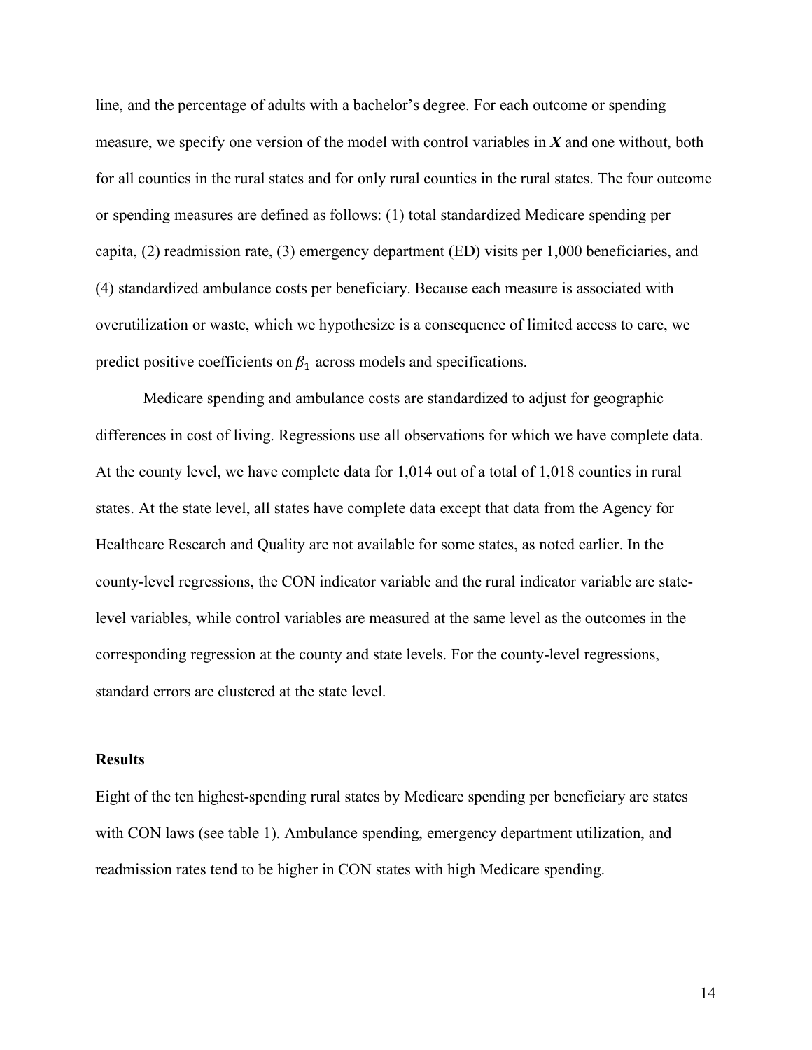line, and the percentage of adults with a bachelor's degree. For each outcome or spending measure, we specify one version of the model with control variables in $\boldsymbol{X}$ and one without, both for all counties in the rural states and for only rural counties in the rural states. The four outcome or spending measures are defined as follows: (1) total standardized Medicare spending per capita, (2) readmission rate, (3) emergency department (ED) visits per 1,000 beneficiaries, and (4) standardized ambulance costs per beneficiary. Because each measure is associated with overutilization or waste, which we hypothesize is a consequence of limited access to care, we predict positive coefficients on $\beta_1$ across models and specifications.

Medicare spending and ambulance costs are standardized to adjust for geographic differences in cost of living. Regressions use all observations for which we have complete data. At the county level, we have complete data for 1,014 out of a total of 1,018 counties in rural states. At the state level, all states have complete data except that data from the Agency for Healthcare Research and Quality are not available for some states, as noted earlier. In the county-level regressions, the CON indicator variable and the rural indicator variable are state-level variables, while control variables are measured at the same level as the outcomes in the corresponding regression at the county and state levels. For the county-level regressions, standard errors are clustered at the state level.

### Results

Eight of the ten highest-spending rural states by Medicare spending per beneficiary are states with CON laws (see table 1). Ambulance spending, emergency department utilization, and readmission rates tend to be higher in CON states with high Medicare spending.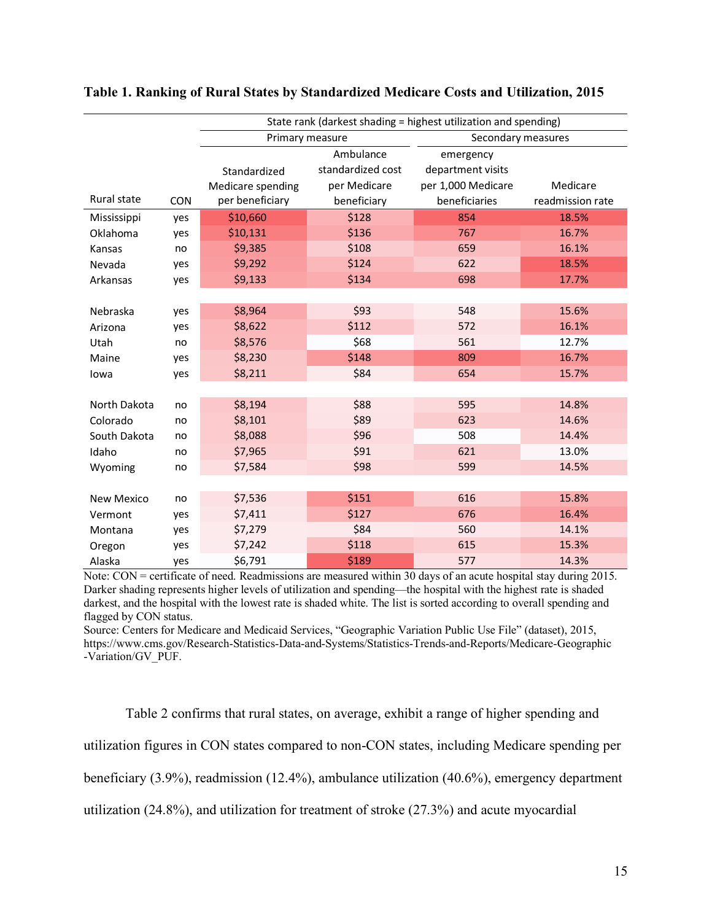**Table 1. Ranking of Rural States by Standardized Medicare Costs and Utilization, 2015**

| | | State rank (darkest shading = highest utilization and spending) | | | |
|---|---|---|---|---|---|
| | | Primary measure | Secondary measures | | |
| Rural state | CON | Standardized Medicare spending per beneficiary | Ambulance standardized cost per Medicare beneficiary | emergency department visits per 1,000 Medicare beneficiaries | Medicare readmission rate |
| Mississippi | yes | $10,660 | $128 | 854 | 18.5% |
| Oklahoma | yes | $10,131 | $136 | 767 | 16.7% |
| Kansas | no | $9,385 | $108 | 659 | 16.1% |
| Nevada | yes | $9,292 | $124 | 622 | 18.5% |
| Arkansas | yes | $9,133 | $134 | 698 | 17.7% |
| | | | | | |
| Nebraska | yes | $8,964 | $93 | 548 | 15.6% |
| Arizona | yes | $8,622 | $112 | 572 | 16.1% |
| Utah | no | $8,576 | $68 | 561 | 12.7% |
| Maine | yes | $8,230 | $148 | 809 | 16.7% |
| Iowa | yes | $8,211 | $84 | 654 | 15.7% |
| | | | | | |
| North Dakota | no | $8,194 | $88 | 595 | 14.8% |
| Colorado | no | $8,101 | $89 | 623 | 14.6% |
| South Dakota | no | $8,088 | $96 | 508 | 14.4% |
| Idaho | no | $7,965 | $91 | 621 | 13.0% |
| Wyoming | no | $7,584 | $98 | 599 | 14.5% |
| | | | | | |
| New Mexico | no | $7,536 | $151 | 616 | 15.8% |
| Vermont | yes | $7,411 | $127 | 676 | 16.4% |
| Montana | yes | $7,279 | $84 | 560 | 14.1% |
| Oregon | yes | $7,242 | $118 | 615 | 15.3% |
| Alaska | yes | $6,791 | $189 | 577 | 14.3% |

Note: CON = certificate of need. Readmissions are measured within 30 days of an acute hospital stay during 2015. Darker shading represents higher levels of utilization and spending—the hospital with the highest rate is shaded darkest, and the hospital with the lowest rate is shaded white. The list is sorted according to overall spending and flagged by CON status.

Source: Centers for Medicare and Medicaid Services, "Geographic Variation Public Use File" (dataset), 2015, https://www.cms.gov/Research-Statistics-Data-and-Systems/Statistics-Trends-and-Reports/Medicare-Geographic-Variation/GV_PUF.

Table 2 confirms that rural states, on average, exhibit a range of higher spending and utilization figures in CON states compared to non-CON states, including Medicare spending per beneficiary (3.9%), readmission (12.4%), ambulance utilization (40.6%), emergency department utilization (24.8%), and utilization for treatment of stroke (27.3%) and acute myocardial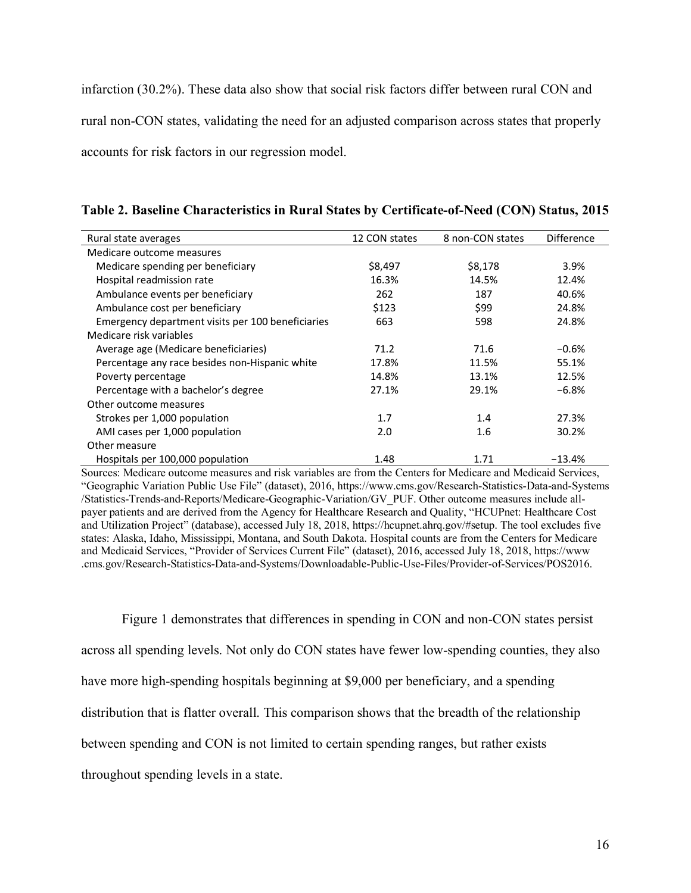infarction (30.2%). These data also show that social risk factors differ between rural CON and rural non-CON states, validating the need for an adjusted comparison across states that properly accounts for risk factors in our regression model.

**Table 2. Baseline Characteristics in Rural States by Certificate-of-Need (CON) Status, 2015**

| Rural state averages | 12 CON states | 8 non-CON states | Difference |
|---|---|---|---|
| Medicare outcome measures | | | |
| Medicare spending per beneficiary | $8,497 | $8,178 | 3.9% |
| Hospital readmission rate | 16.3% | 14.5% | 12.4% |
| Ambulance events per beneficiary | 262 | 187 | 40.6% |
| Ambulance cost per beneficiary | $123 | $99 | 24.8% |
| Emergency department visits per 100 beneficiaries | 663 | 598 | 24.8% |
| Medicare risk variables | | | |
| Average age (Medicare beneficiaries) | 71.2 | 71.6 | −0.6% |
| Percentage any race besides non-Hispanic white | 17.8% | 11.5% | 55.1% |
| Poverty percentage | 14.8% | 13.1% | 12.5% |
| Percentage with a bachelor's degree | 27.1% | 29.1% | −6.8% |
| Other outcome measures | | | |
| Strokes per 1,000 population | 1.7 | 1.4 | 27.3% |
| AMI cases per 1,000 population | 2.0 | 1.6 | 30.2% |
| Other measure | | | |
| Hospitals per 100,000 population | 1.48 | 1.71 | −13.4% |

Sources: Medicare outcome measures and risk variables are from the Centers for Medicare and Medicaid Services, "Geographic Variation Public Use File" (dataset), 2016, https://www.cms.gov/Research-Statistics-Data-and-Systems/Statistics-Trends-and-Reports/Medicare-Geographic-Variation/GV_PUF. Other outcome measures include all-payer patients and are derived from the Agency for Healthcare Research and Quality, "HCUPnet: Healthcare Cost and Utilization Project" (database), accessed July 18, 2018, https://hcupnet.ahrq.gov/#setup. The tool excludes five states: Alaska, Idaho, Mississippi, Montana, and South Dakota. Hospital counts are from the Centers for Medicare and Medicaid Services, "Provider of Services Current File" (dataset), 2016, accessed July 18, 2018, https://www.cms.gov/Research-Statistics-Data-and-Systems/Downloadable-Public-Use-Files/Provider-of-Services/POS2016.

Figure 1 demonstrates that differences in spending in CON and non-CON states persist across all spending levels. Not only do CON states have fewer low-spending counties, they also have more high-spending hospitals beginning at $9,000 per beneficiary, and a spending distribution that is flatter overall. This comparison shows that the breadth of the relationship between spending and CON is not limited to certain spending ranges, but rather exists throughout spending levels in a state.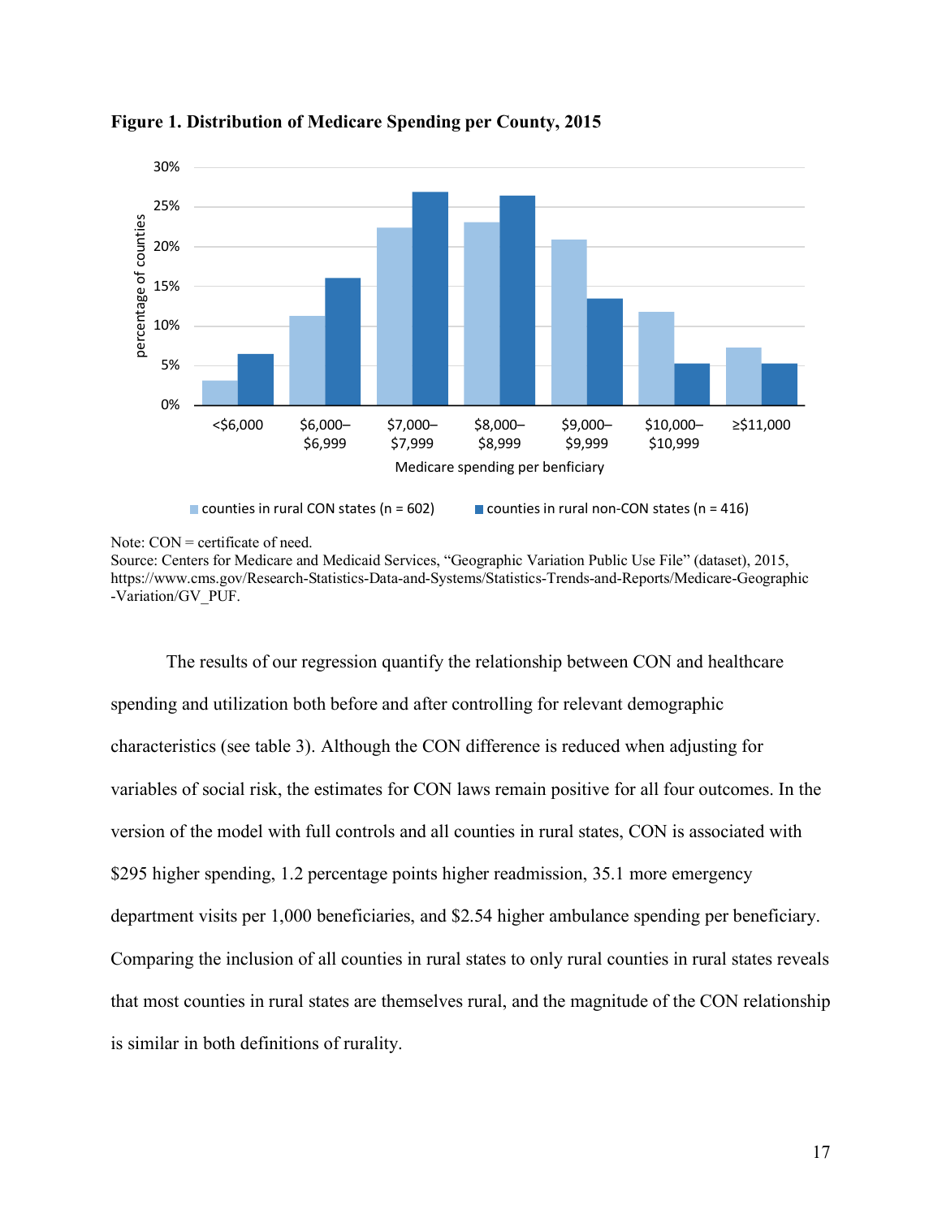**Figure 1. Distribution of Medicare Spending per County, 2015**

Note: CON = certificate of need.
Source: Centers for Medicare and Medicaid Services, "Geographic Variation Public Use File" (dataset), 2015, https://www.cms.gov/Research-Statistics-Data-and-Systems/Statistics-Trends-and-Reports/Medicare-Geographic-Variation/GV_PUF.

The results of our regression quantify the relationship between CON and healthcare spending and utilization both before and after controlling for relevant demographic characteristics (see table 3). Although the CON difference is reduced when adjusting for variables of social risk, the estimates for CON laws remain positive for all four outcomes. In the version of the model with full controls and all counties in rural states, CON is associated with $295 higher spending, 1.2 percentage points higher readmission, 35.1 more emergency department visits per 1,000 beneficiaries, and $2.54 higher ambulance spending per beneficiary. Comparing the inclusion of all counties in rural states to only rural counties in rural states reveals that most counties in rural states are themselves rural, and the magnitude of the CON relationship is similar in both definitions of rurality.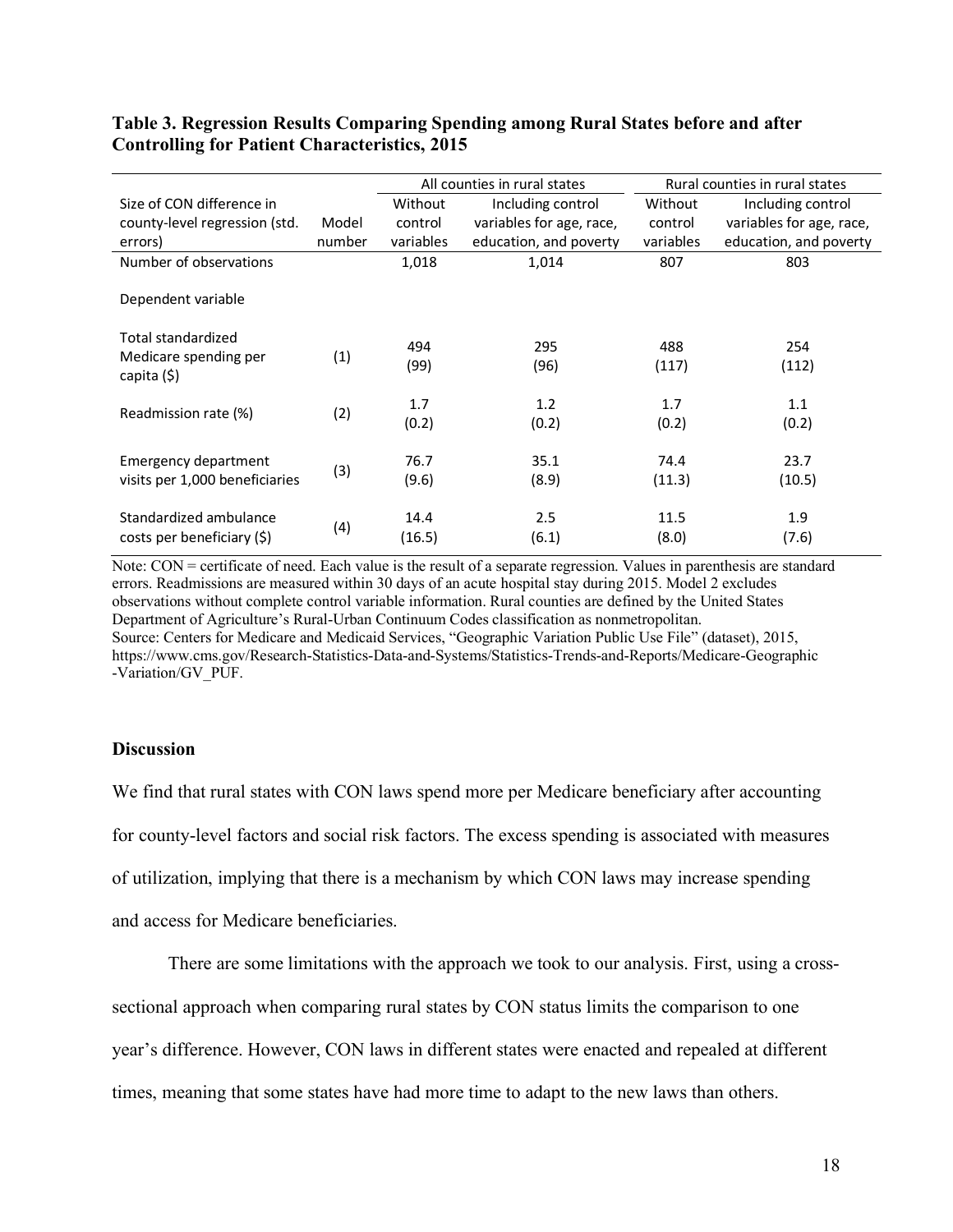**Table 3. Regression Results Comparing Spending among Rural States before and after Controlling for Patient Characteristics, 2015**

| Size of CON difference in county-level regression (std. errors) | Model number | All counties in rural states | | Rural counties in rural states | |
|---|---|---|---|---|---|
| | | Without control variables | Including control variables for age, race, education, and poverty | Without control variables | Including control variables for age, race, education, and poverty |
| Number of observations | | 1,018 | 1,014 | 807 | 803 |
| Dependent variable | | | | | |
| Total standardized Medicare spending per capita ($) | (1) | 494 (99) | 295 (96) | 488 (117) | 254 (112) |
| Readmission rate (%) | (2) | 1.7 (0.2) | 1.2 (0.2) | 1.7 (0.2) | 1.1 (0.2) |
| Emergency department visits per 1,000 beneficiaries | (3) | 76.7 (9.6) | 35.1 (8.9) | 74.4 (11.3) | 23.7 (10.5) |
| Standardized ambulance costs per beneficiary ($) | (4) | 14.4 (16.5) | 2.5 (6.1) | 11.5 (8.0) | 1.9 (7.6) |

Note: CON = certificate of need. Each value is the result of a separate regression. Values in parenthesis are standard errors. Readmissions are measured within 30 days of an acute hospital stay during 2015. Model 2 excludes observations without complete control variable information. Rural counties are defined by the United States Department of Agriculture's Rural-Urban Continuum Codes classification as nonmetropolitan.
Source: Centers for Medicare and Medicaid Services, "Geographic Variation Public Use File" (dataset), 2015, https://www.cms.gov/Research-Statistics-Data-and-Systems/Statistics-Trends-and-Reports/Medicare-Geographic-Variation/GV_PUF.

## Discussion

We find that rural states with CON laws spend more per Medicare beneficiary after accounting for county-level factors and social risk factors. The excess spending is associated with measures of utilization, implying that there is a mechanism by which CON laws may increase spending and access for Medicare beneficiaries.

There are some limitations with the approach we took to our analysis. First, using a cross-sectional approach when comparing rural states by CON status limits the comparison to one year's difference. However, CON laws in different states were enacted and repealed at different times, meaning that some states have had more time to adapt to the new laws than others.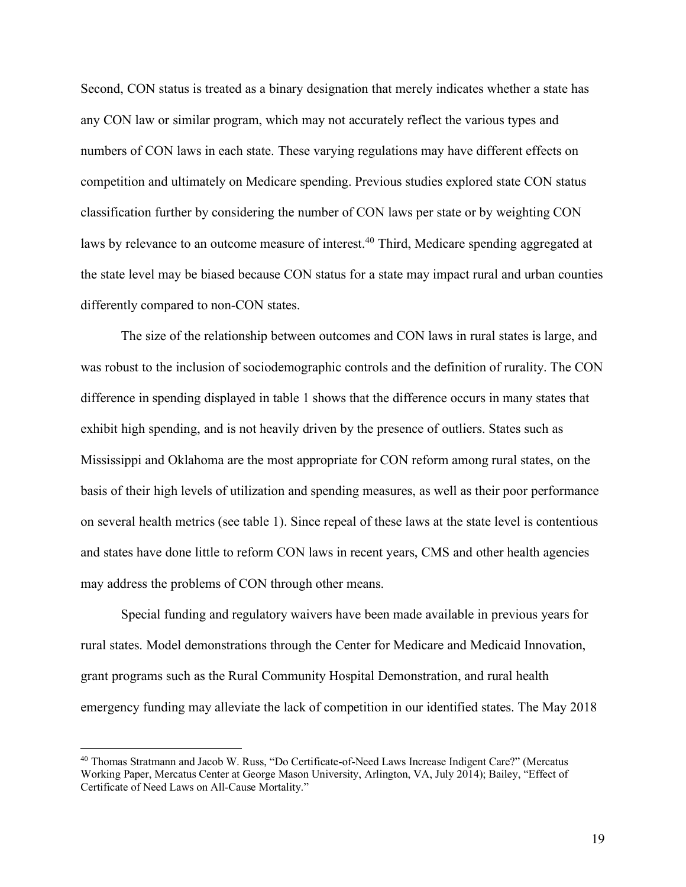Second, CON status is treated as a binary designation that merely indicates whether a state has any CON law or similar program, which may not accurately reflect the various types and numbers of CON laws in each state. These varying regulations may have different effects on competition and ultimately on Medicare spending. Previous studies explored state CON status classification further by considering the number of CON laws per state or by weighting CON laws by relevance to an outcome measure of interest.[40] Third, Medicare spending aggregated at the state level may be biased because CON status for a state may impact rural and urban counties differently compared to non-CON states.

The size of the relationship between outcomes and CON laws in rural states is large, and was robust to the inclusion of sociodemographic controls and the definition of rurality. The CON difference in spending displayed in table 1 shows that the difference occurs in many states that exhibit high spending, and is not heavily driven by the presence of outliers. States such as Mississippi and Oklahoma are the most appropriate for CON reform among rural states, on the basis of their high levels of utilization and spending measures, as well as their poor performance on several health metrics (see table 1). Since repeal of these laws at the state level is contentious and states have done little to reform CON laws in recent years, CMS and other health agencies may address the problems of CON through other means.

Special funding and regulatory waivers have been made available in previous years for rural states. Model demonstrations through the Center for Medicare and Medicaid Innovation, grant programs such as the Rural Community Hospital Demonstration, and rural health emergency funding may alleviate the lack of competition in our identified states. The May 2018

---

[40] Thomas Stratmann and Jacob W. Russ, "Do Certificate-of-Need Laws Increase Indigent Care?" (Mercatus Working Paper, Mercatus Center at George Mason University, Arlington, VA, July 2014); Bailey, "Effect of Certificate of Need Laws on All-Cause Mortality."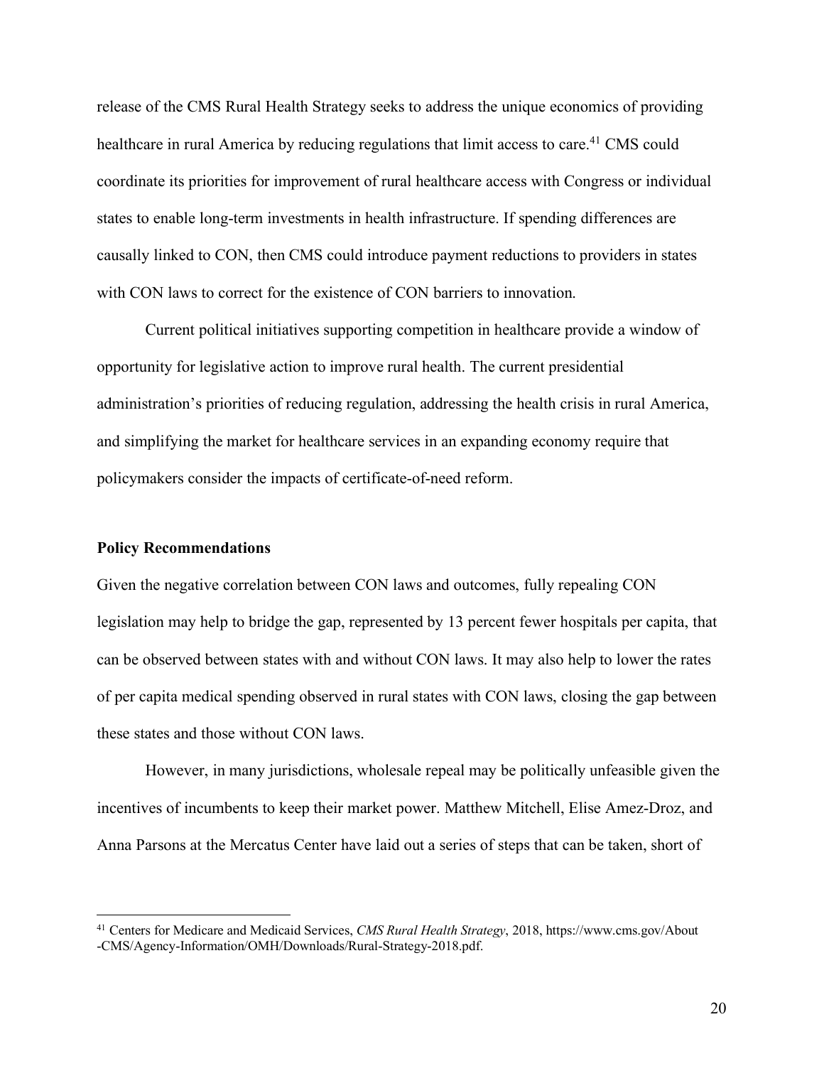release of the CMS Rural Health Strategy seeks to address the unique economics of providing healthcare in rural America by reducing regulations that limit access to care.[41] CMS could coordinate its priorities for improvement of rural healthcare access with Congress or individual states to enable long-term investments in health infrastructure. If spending differences are causally linked to CON, then CMS could introduce payment reductions to providers in states with CON laws to correct for the existence of CON barriers to innovation.

Current political initiatives supporting competition in healthcare provide a window of opportunity for legislative action to improve rural health. The current presidential administration's priorities of reducing regulation, addressing the health crisis in rural America, and simplifying the market for healthcare services in an expanding economy require that policymakers consider the impacts of certificate-of-need reform.

**Policy Recommendations**

Given the negative correlation between CON laws and outcomes, fully repealing CON legislation may help to bridge the gap, represented by 13 percent fewer hospitals per capita, that can be observed between states with and without CON laws. It may also help to lower the rates of per capita medical spending observed in rural states with CON laws, closing the gap between these states and those without CON laws.

However, in many jurisdictions, wholesale repeal may be politically unfeasible given the incentives of incumbents to keep their market power. Matthew Mitchell, Elise Amez-Droz, and Anna Parsons at the Mercatus Center have laid out a series of steps that can be taken, short of

---

[41] Centers for Medicare and Medicaid Services, *CMS Rural Health Strategy*, 2018, https://www.cms.gov/About-CMS/Agency-Information/OMH/Downloads/Rural-Strategy-2018.pdf.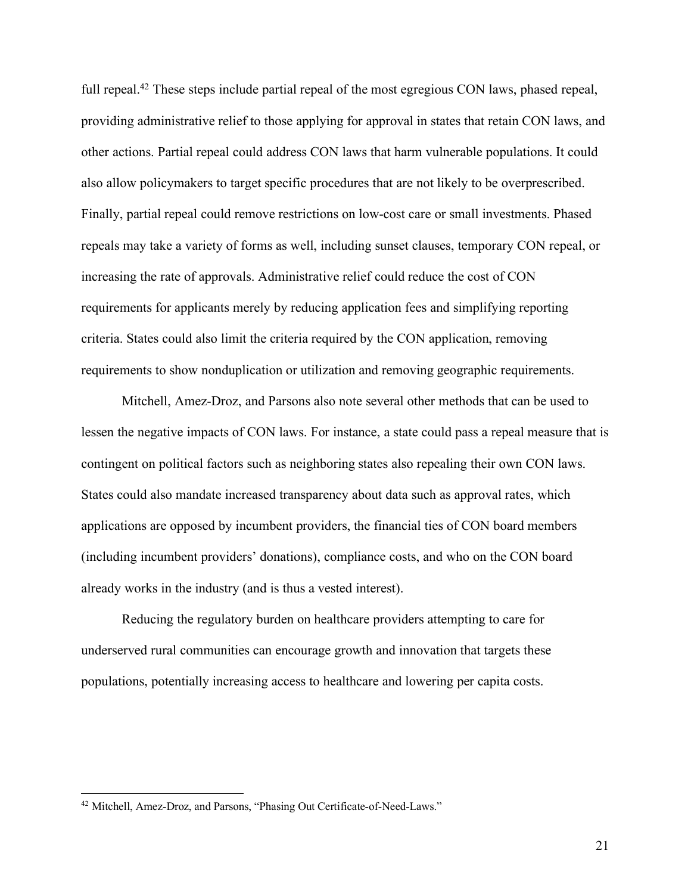full repeal.[42] These steps include partial repeal of the most egregious CON laws, phased repeal, providing administrative relief to those applying for approval in states that retain CON laws, and other actions. Partial repeal could address CON laws that harm vulnerable populations. It could also allow policymakers to target specific procedures that are not likely to be overprescribed. Finally, partial repeal could remove restrictions on low-cost care or small investments. Phased repeals may take a variety of forms as well, including sunset clauses, temporary CON repeal, or increasing the rate of approvals. Administrative relief could reduce the cost of CON requirements for applicants merely by reducing application fees and simplifying reporting criteria. States could also limit the criteria required by the CON application, removing requirements to show nonduplication or utilization and removing geographic requirements.

Mitchell, Amez-Droz, and Parsons also note several other methods that can be used to lessen the negative impacts of CON laws. For instance, a state could pass a repeal measure that is contingent on political factors such as neighboring states also repealing their own CON laws. States could also mandate increased transparency about data such as approval rates, which applications are opposed by incumbent providers, the financial ties of CON board members (including incumbent providers' donations), compliance costs, and who on the CON board already works in the industry (and is thus a vested interest).

Reducing the regulatory burden on healthcare providers attempting to care for underserved rural communities can encourage growth and innovation that targets these populations, potentially increasing access to healthcare and lowering per capita costs.

---

[42] Mitchell, Amez-Droz, and Parsons, "Phasing Out Certificate-of-Need-Laws."